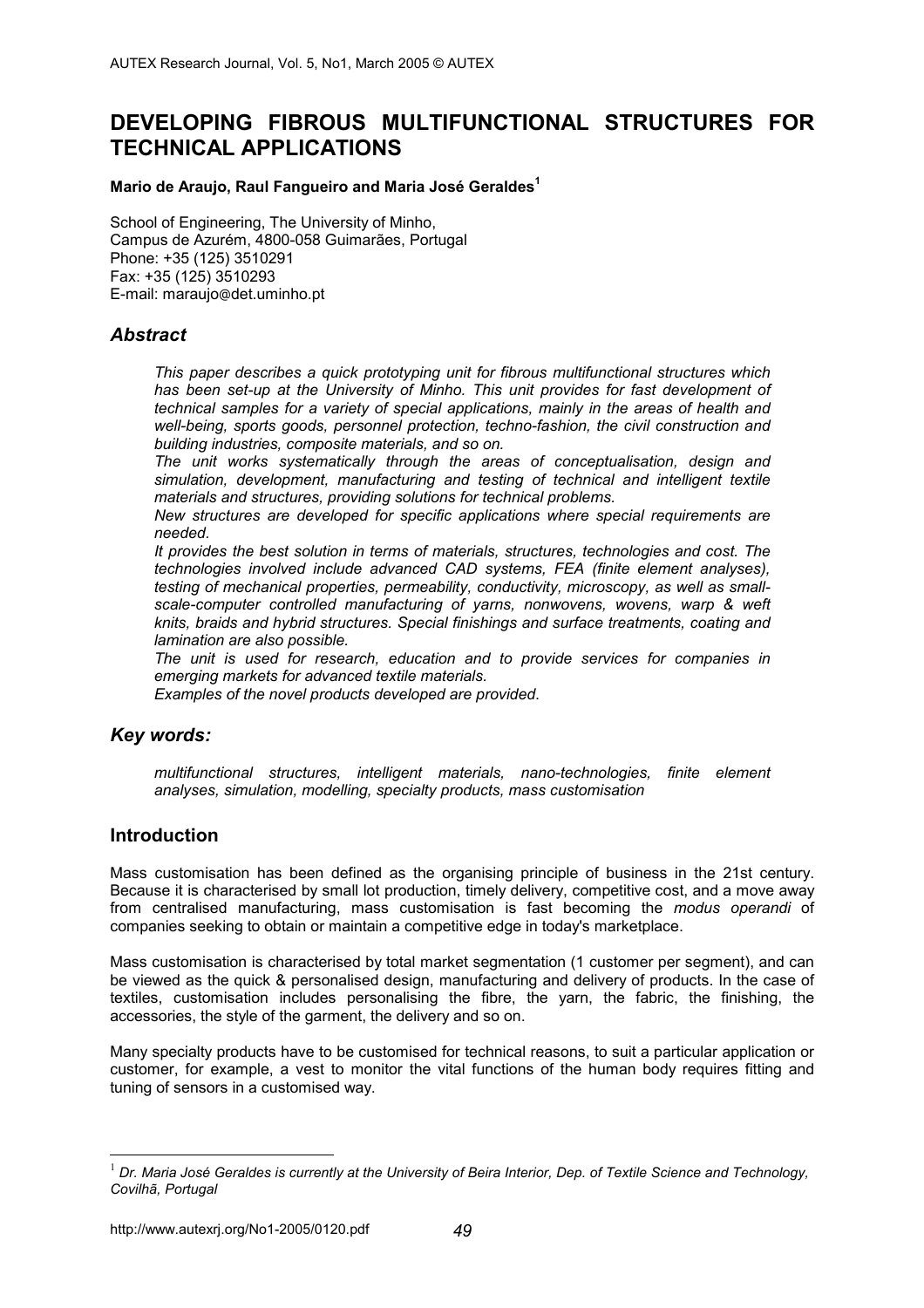# DEVELOPING FIBROUS MULTIFUNCTIONAL STRUCTURES FOR TECHNICAL APPLICATIONS

**Mario de Araujo, Raul Fangueiro and Maria José Geraldes[1]**

School of Engineering, The University of Minho,
Campus de Azurém, 4800-058 Guimarães, Portugal
Phone: +35 (125) 3510291
Fax: +35 (125) 3510293
E-mail: maraujo@det.uminho.pt

## *Abstract*

*This paper describes a quick prototyping unit for fibrous multifunctional structures which has been set-up at the University of Minho. This unit provides for fast development of technical samples for a variety of special applications, mainly in the areas of health and well-being, sports goods, personnel protection, techno-fashion, the civil construction and building industries, composite materials, and so on.*

*The unit works systematically through the areas of conceptualisation, design and simulation, development, manufacturing and testing of technical and intelligent textile materials and structures, providing solutions for technical problems.*

*New structures are developed for specific applications where special requirements are needed.*

*It provides the best solution in terms of materials, structures, technologies and cost. The technologies involved include advanced CAD systems, FEA (finite element analyses), testing of mechanical properties, permeability, conductivity, microscopy, as well as small-scale-computer controlled manufacturing of yarns, nonwovens, wovens, warp & weft knits, braids and hybrid structures. Special finishings and surface treatments, coating and lamination are also possible.*

*The unit is used for research, education and to provide services for companies in emerging markets for advanced textile materials.*

*Examples of the novel products developed are provided.*

## *Key words:*

*multifunctional structures, intelligent materials, nano-technologies, finite element analyses, simulation, modelling, specialty products, mass customisation*

## Introduction

Mass customisation has been defined as the organising principle of business in the 21st century. Because it is characterised by small lot production, timely delivery, competitive cost, and a move away from centralised manufacturing, mass customisation is fast becoming the *modus operandi* of companies seeking to obtain or maintain a competitive edge in today's marketplace.

Mass customisation is characterised by total market segmentation (1 customer per segment), and can be viewed as the quick & personalised design, manufacturing and delivery of products. In the case of textiles, customisation includes personalising the fibre, the yarn, the fabric, the finishing, the accessories, the style of the garment, the delivery and so on.

Many specialty products have to be customised for technical reasons, to suit a particular application or customer, for example, a vest to monitor the vital functions of the human body requires fitting and tuning of sensors in a customised way.

[1] *Dr. Maria José Geraldes is currently at the University of Beira Interior, Dep. of Textile Science and Technology, Covilhã, Portugal*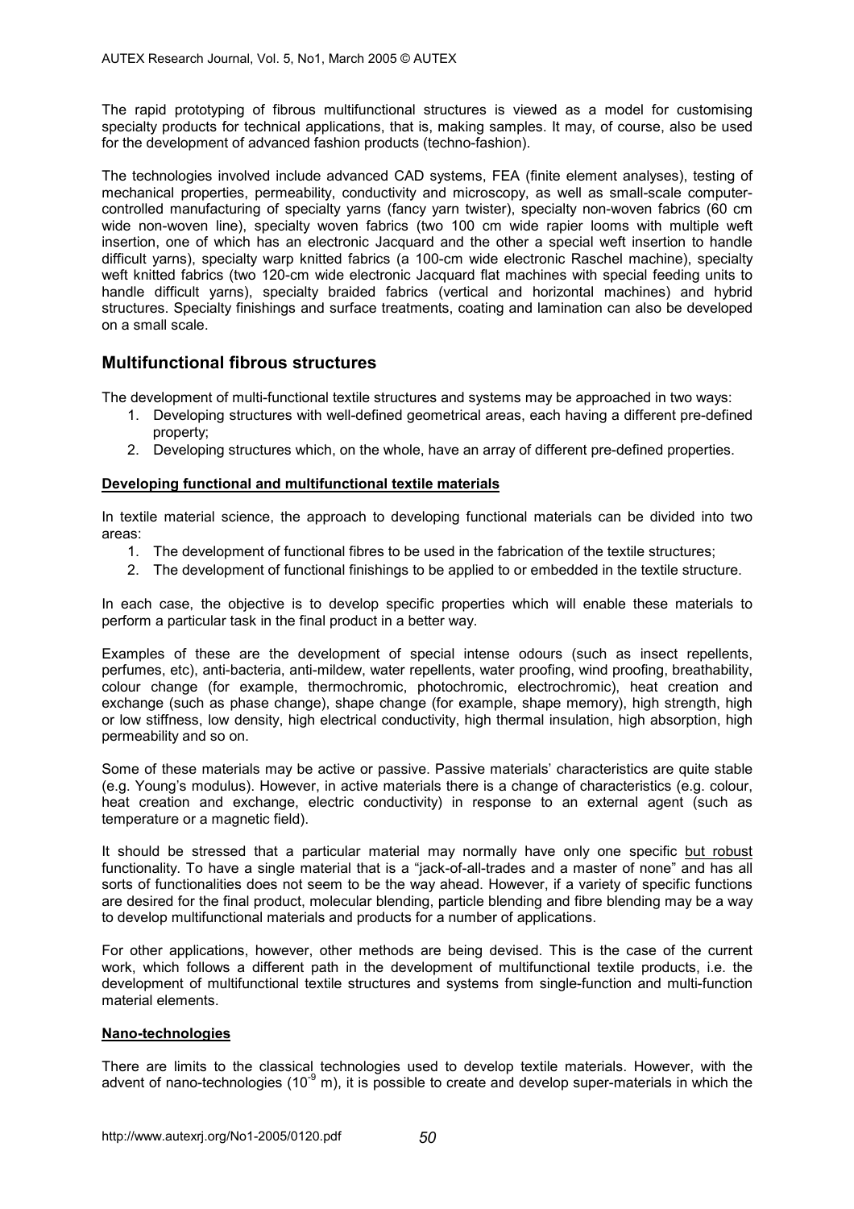The rapid prototyping of fibrous multifunctional structures is viewed as a model for customising specialty products for technical applications, that is, making samples. It may, of course, also be used for the development of advanced fashion products (techno-fashion).

The technologies involved include advanced CAD systems, FEA (finite element analyses), testing of mechanical properties, permeability, conductivity and microscopy, as well as small-scale computer-controlled manufacturing of specialty yarns (fancy yarn twister), specialty non-woven fabrics (60 cm wide non-woven line), specialty woven fabrics (two 100 cm wide rapier looms with multiple weft insertion, one of which has an electronic Jacquard and the other a special weft insertion to handle difficult yarns), specialty warp knitted fabrics (a 100-cm wide electronic Raschel machine), specialty weft knitted fabrics (two 120-cm wide electronic Jacquard flat machines with special feeding units to handle difficult yarns), specialty braided fabrics (vertical and horizontal machines) and hybrid structures. Specialty finishings and surface treatments, coating and lamination can also be developed on a small scale.

## Multifunctional fibrous structures

The development of multi-functional textile structures and systems may be approached in two ways:

1. Developing structures with well-defined geometrical areas, each having a different pre-defined property;
2. Developing structures which, on the whole, have an array of different pre-defined properties.

### Developing functional and multifunctional textile materials

In textile material science, the approach to developing functional materials can be divided into two areas:

1. The development of functional fibres to be used in the fabrication of the textile structures;
2. The development of functional finishings to be applied to or embedded in the textile structure.

In each case, the objective is to develop specific properties which will enable these materials to perform a particular task in the final product in a better way.

Examples of these are the development of special intense odours (such as insect repellents, perfumes, etc), anti-bacteria, anti-mildew, water repellents, water proofing, wind proofing, breathability, colour change (for example, thermochromic, photochromic, electrochromic), heat creation and exchange (such as phase change), shape change (for example, shape memory), high strength, high or low stiffness, low density, high electrical conductivity, high thermal insulation, high absorption, high permeability and so on.

Some of these materials may be active or passive. Passive materials' characteristics are quite stable (e.g. Young's modulus). However, in active materials there is a change of characteristics (e.g. colour, heat creation and exchange, electric conductivity) in response to an external agent (such as temperature or a magnetic field).

It should be stressed that a particular material may normally have only one specific but robust functionality. To have a single material that is a "jack-of-all-trades and a master of none" and has all sorts of functionalities does not seem to be the way ahead. However, if a variety of specific functions are desired for the final product, molecular blending, particle blending and fibre blending may be a way to develop multifunctional materials and products for a number of applications.

For other applications, however, other methods are being devised. This is the case of the current work, which follows a different path in the development of multifunctional textile products, i.e. the development of multifunctional textile structures and systems from single-function and multi-function material elements.

### Nano-technologies

There are limits to the classical technologies used to develop textile materials. However, with the advent of nano-technologies ($10^{-9}$ m), it is possible to create and develop super-materials in which the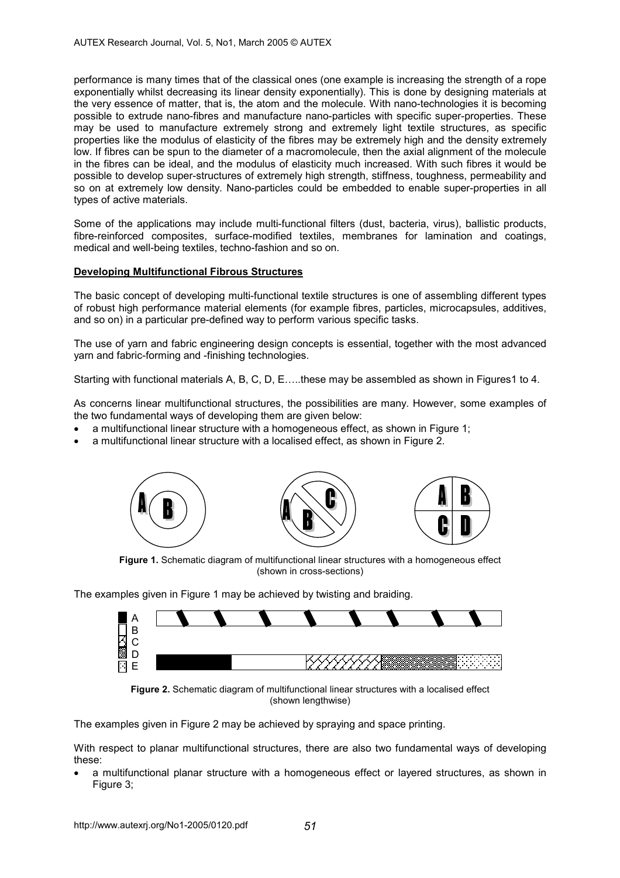performance is many times that of the classical ones (one example is increasing the strength of a rope exponentially whilst decreasing its linear density exponentially). This is done by designing materials at the very essence of matter, that is, the atom and the molecule. With nano-technologies it is becoming possible to extrude nano-fibres and manufacture nano-particles with specific super-properties. These may be used to manufacture extremely strong and extremely light textile structures, as specific properties like the modulus of elasticity of the fibres may be extremely high and the density extremely low. If fibres can be spun to the diameter of a macromolecule, then the axial alignment of the molecule in the fibres can be ideal, and the modulus of elasticity much increased. With such fibres it would be possible to develop super-structures of extremely high strength, stiffness, toughness, permeability and so on at extremely low density. Nano-particles could be embedded to enable super-properties in all types of active materials.

Some of the applications may include multi-functional filters (dust, bacteria, virus), ballistic products, fibre-reinforced composites, surface-modified textiles, membranes for lamination and coatings, medical and well-being textiles, techno-fashion and so on.

**Developing Multifunctional Fibrous Structures**

The basic concept of developing multi-functional textile structures is one of assembling different types of robust high performance material elements (for example fibres, particles, microcapsules, additives, and so on) in a particular pre-defined way to perform various specific tasks.

The use of yarn and fabric engineering design concepts is essential, together with the most advanced yarn and fabric-forming and -finishing technologies.

Starting with functional materials A, B, C, D, E…..these may be assembled as shown in Figures1 to 4.

As concerns linear multifunctional structures, the possibilities are many. However, some examples of the two fundamental ways of developing them are given below:

- a multifunctional linear structure with a homogeneous effect, as shown in Figure 1;
- a multifunctional linear structure with a localised effect, as shown in Figure 2.

**Figure 1.** Schematic diagram of multifunctional linear structures with a homogeneous effect (shown in cross-sections)

The examples given in Figure 1 may be achieved by twisting and braiding.

**Figure 2.** Schematic diagram of multifunctional linear structures with a localised effect (shown lengthwise)

The examples given in Figure 2 may be achieved by spraying and space printing.

With respect to planar multifunctional structures, there are also two fundamental ways of developing these:

- a multifunctional planar structure with a homogeneous effect or layered structures, as shown in Figure 3;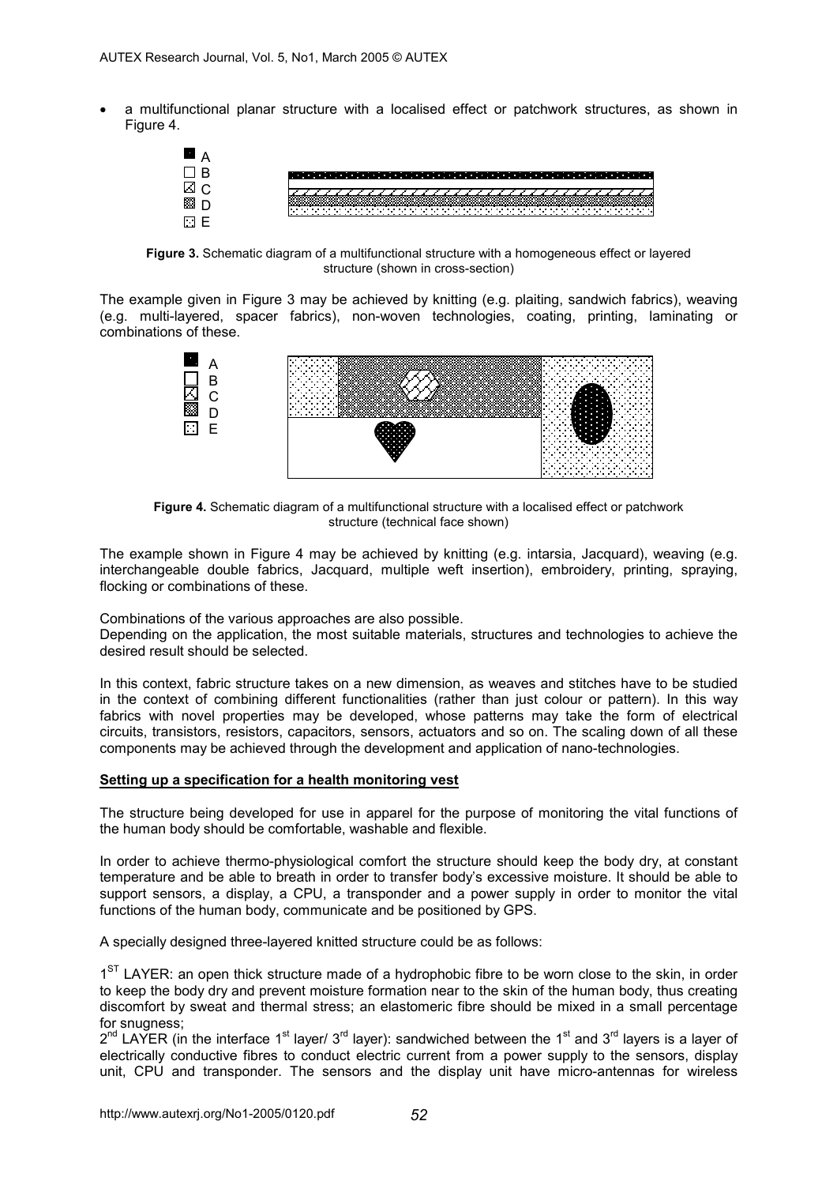- a multifunctional planar structure with a localised effect or patchwork structures, as shown in Figure 4.

A
B
C
D
E

**Figure 3.** Schematic diagram of a multifunctional structure with a homogeneous effect or layered structure (shown in cross-section)

The example given in Figure 3 may be achieved by knitting (e.g. plaiting, sandwich fabrics), weaving (e.g. multi-layered, spacer fabrics), non-woven technologies, coating, printing, laminating or combinations of these.

A
B
C
D
E

**Figure 4.** Schematic diagram of a multifunctional structure with a localised effect or patchwork structure (technical face shown)

The example shown in Figure 4 may be achieved by knitting (e.g. intarsia, Jacquard), weaving (e.g. interchangeable double fabrics, Jacquard, multiple weft insertion), embroidery, printing, spraying, flocking or combinations of these.

Combinations of the various approaches are also possible.
Depending on the application, the most suitable materials, structures and technologies to achieve the desired result should be selected.

In this context, fabric structure takes on a new dimension, as weaves and stitches have to be studied in the context of combining different functionalities (rather than just colour or pattern). In this way fabrics with novel properties may be developed, whose patterns may take the form of electrical circuits, transistors, resistors, capacitors, sensors, actuators and so on. The scaling down of all these components may be achieved through the development and application of nano-technologies.

## Setting up a specification for a health monitoring vest

The structure being developed for use in apparel for the purpose of monitoring the vital functions of the human body should be comfortable, washable and flexible.

In order to achieve thermo-physiological comfort the structure should keep the body dry, at constant temperature and be able to breath in order to transfer body's excessive moisture. It should be able to support sensors, a display, a CPU, a transponder and a power supply in order to monitor the vital functions of the human body, communicate and be positioned by GPS.

A specially designed three-layered knitted structure could be as follows:

1ST LAYER: an open thick structure made of a hydrophobic fibre to be worn close to the skin, in order to keep the body dry and prevent moisture formation near to the skin of the human body, thus creating discomfort by sweat and thermal stress; an elastomeric fibre should be mixed in a small percentage for snugness;
2nd LAYER (in the interface 1st layer/ 3rd layer): sandwiched between the 1st and 3rd layers is a layer of electrically conductive fibres to conduct electric current from a power supply to the sensors, display unit, CPU and transponder. The sensors and the display unit have micro-antennas for wireless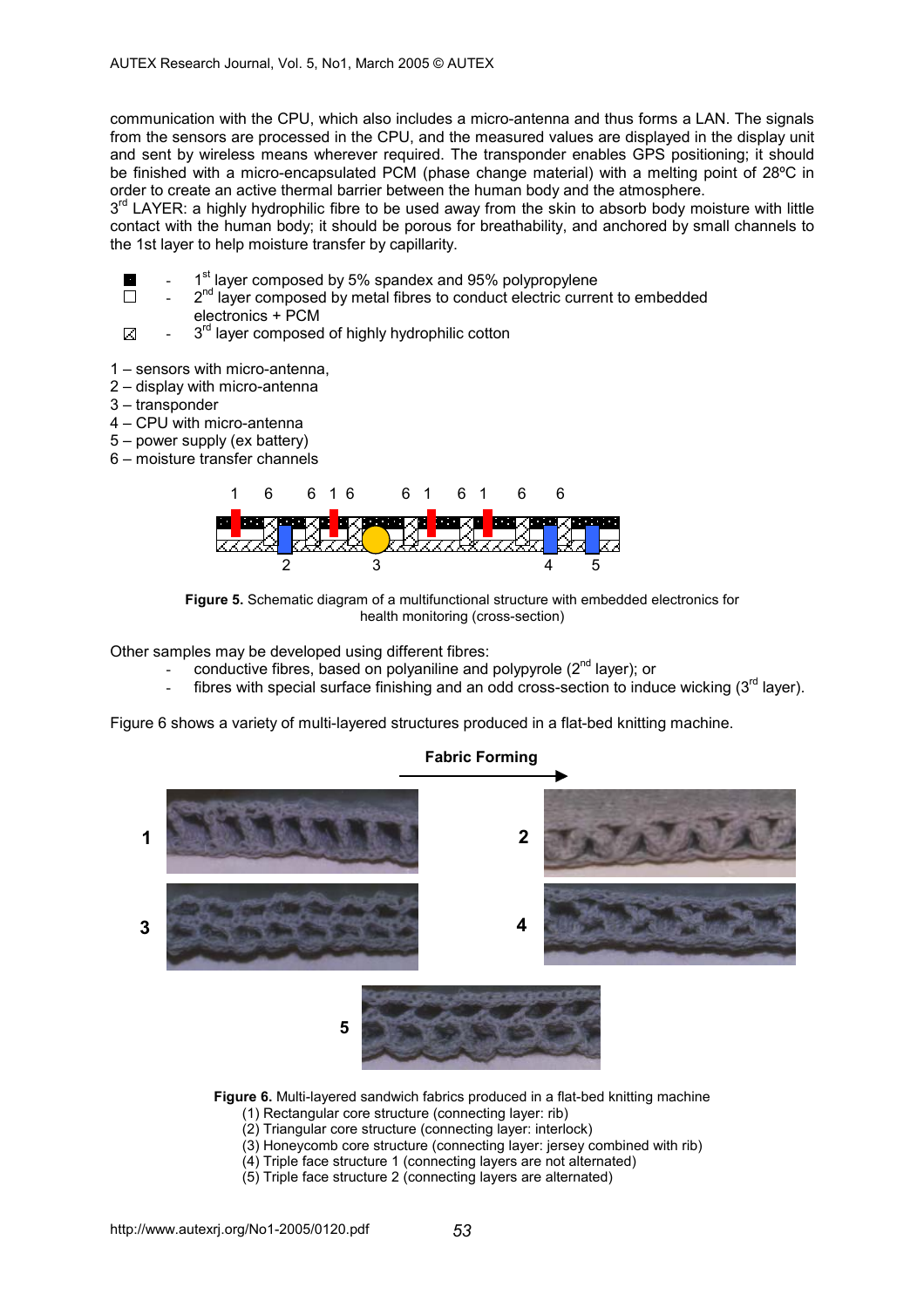communication with the CPU, which also includes a micro-antenna and thus forms a LAN. The signals from the sensors are processed in the CPU, and the measured values are displayed in the display unit and sent by wireless means wherever required. The transponder enables GPS positioning; it should be finished with a micro-encapsulated PCM (phase change material) with a melting point of 28ºC in order to create an active thermal barrier between the human body and the atmosphere.

3rd LAYER: a highly hydrophilic fibre to be used away from the skin to absorb body moisture with little contact with the human body; it should be porous for breathability, and anchored by small channels to the 1st layer to help moisture transfer by capillarity.

- ■ - 1st layer composed by 5% spandex and 95% polypropylene
- □ - 2nd layer composed by metal fibres to conduct electric current to embedded electronics + PCM
- ⊠ - 3rd layer composed of highly hydrophilic cotton

1 – sensors with micro-antenna,
2 – display with micro-antenna
3 – transponder
4 – CPU with micro-antenna
5 – power supply (ex battery)
6 – moisture transfer channels

**Figure 5.** Schematic diagram of a multifunctional structure with embedded electronics for health monitoring (cross-section)

Other samples may be developed using different fibres:

- conductive fibres, based on polyaniline and polypyrole (2nd layer); or
- fibres with special surface finishing and an odd cross-section to induce wicking (3rd layer).

Figure 6 shows a variety of multi-layered structures produced in a flat-bed knitting machine.

**Figure 6.** Multi-layered sandwich fabrics produced in a flat-bed knitting machine
(1) Rectangular core structure (connecting layer: rib)
(2) Triangular core structure (connecting layer: interlock)
(3) Honeycomb core structure (connecting layer: jersey combined with rib)
(4) Triple face structure 1 (connecting layers are not alternated)
(5) Triple face structure 2 (connecting layers are alternated)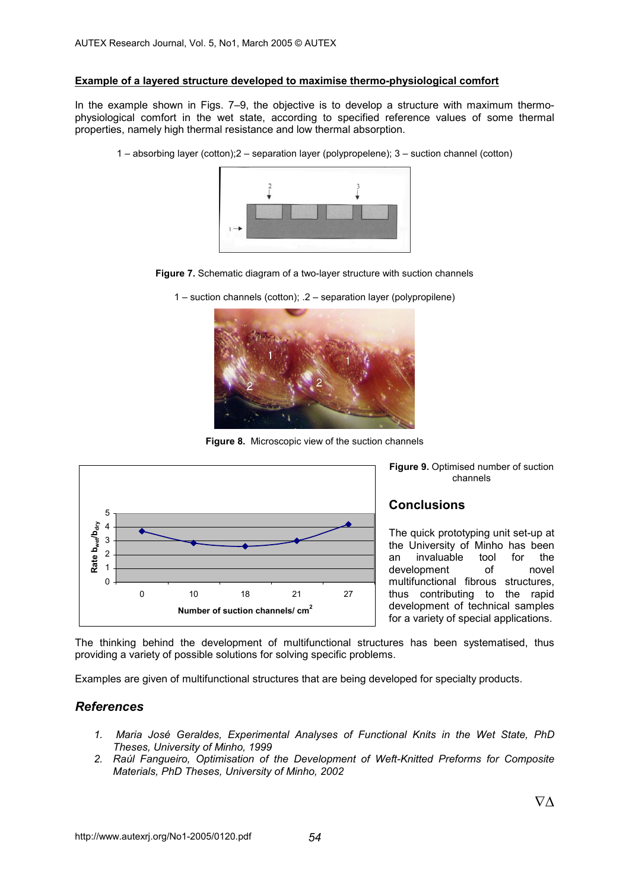### Example of a layered structure developed to maximise thermo-physiological comfort

In the example shown in Figs. 7–9, the objective is to develop a structure with maximum thermo-physiological comfort in the wet state, according to specified reference values of some thermal properties, namely high thermal resistance and low thermal absorption.

1 – absorbing layer (cotton);2 – separation layer (polypropelene); 3 – suction channel (cotton)

**Figure 7.** Schematic diagram of a two-layer structure with suction channels

1 – suction channels (cotton); .2 – separation layer (polypropilene)

**Figure 8.** Microscopic view of the suction channels

Rate $b_{wet}/b_{dry}$

5
4
3
2
1
0

0 10 18 21 27

Number of suction channels/ $cm^2$

**Figure 9.** Optimised number of suction channels

## Conclusions

The quick prototyping unit set-up at the University of Minho has been an invaluable tool for the development of novel multifunctional fibrous structures, thus contributing to the rapid development of technical samples for a variety of special applications.

The thinking behind the development of multifunctional structures has been systematised, thus providing a variety of possible solutions for solving specific problems.

Examples are given of multifunctional structures that are being developed for specialty products.

## *References*

1. *Maria José Geraldes, Experimental Analyses of Functional Knits in the Wet State, PhD Theses, University of Minho, 1999*
2. *Raúl Fangueiro, Optimisation of the Development of Weft-Knitted Preforms for Composite Materials, PhD Theses, University of Minho, 2002*

∇∆